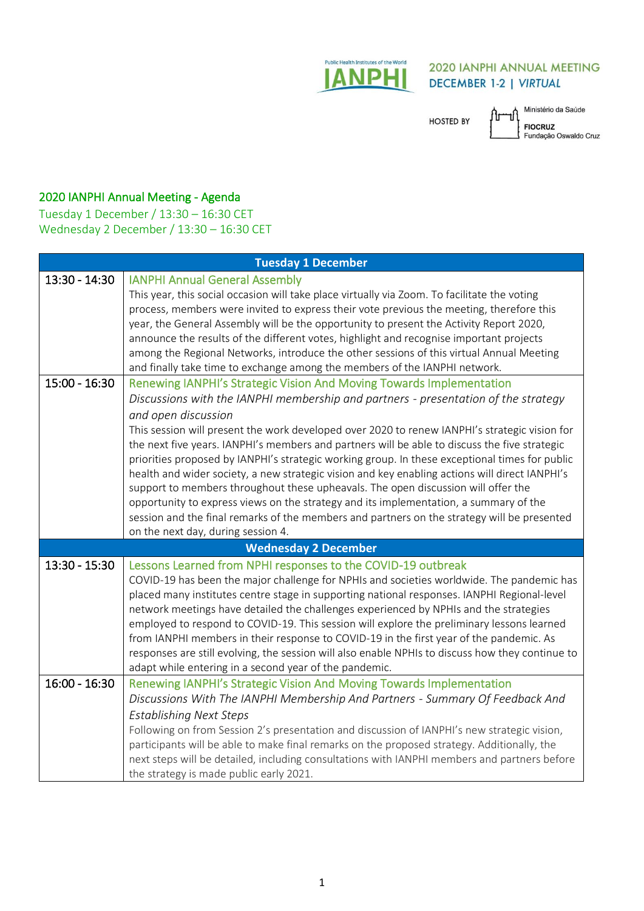2020 IANPHI ANNUAL MEETING
DECEMBER 1-2 | *VIRTUAL*

HOSTED BY Ministério da Saúde FIOCRUZ Fundação Oswaldo Cruz

## 2020 IANPHI Annual Meeting - Agenda

Tuesday 1 December / 13:30 – 16:30 CET
Wednesday 2 December / 13:30 – 16:30 CET

| Tuesday 1 December | |
|---|---|
| 13:30 - 14:30 | IANPHI Annual General Assembly<br>This year, this social occasion will take place virtually via Zoom. To facilitate the voting process, members were invited to express their vote previous the meeting, therefore this year, the General Assembly will be the opportunity to present the Activity Report 2020, announce the results of the different votes, highlight and recognise important projects among the Regional Networks, introduce the other sessions of this virtual Annual Meeting and finally take time to exchange among the members of the IANPHI network. |
| 15:00 - 16:30 | Renewing IANPHI's Strategic Vision And Moving Towards Implementation<br>*Discussions with the IANPHI membership and partners - presentation of the strategy and open discussion*<br>This session will present the work developed over 2020 to renew IANPHI's strategic vision for the next five years. IANPHI's members and partners will be able to discuss the five strategic priorities proposed by IANPHI's strategic working group. In these exceptional times for public health and wider society, a new strategic vision and key enabling actions will direct IANPHI's support to members throughout these upheavals. The open discussion will offer the opportunity to express views on the strategy and its implementation, a summary of the session and the final remarks of the members and partners on the strategy will be presented on the next day, during session 4. |
| **Wednesday 2 December** | |
| 13:30 - 15:30 | Lessons Learned from NPHI responses to the COVID-19 outbreak<br>COVID-19 has been the major challenge for NPHIs and societies worldwide. The pandemic has placed many institutes centre stage in supporting national responses. IANPHI Regional-level network meetings have detailed the challenges experienced by NPHIs and the strategies employed to respond to COVID-19. This session will explore the preliminary lessons learned from IANPHI members in their response to COVID-19 in the first year of the pandemic. As responses are still evolving, the session will also enable NPHIs to discuss how they continue to adapt while entering in a second year of the pandemic. |
| 16:00 - 16:30 | Renewing IANPHI's Strategic Vision And Moving Towards Implementation<br>*Discussions With The IANPHI Membership And Partners - Summary Of Feedback And Establishing Next Steps*<br>Following on from Session 2's presentation and discussion of IANPHI's new strategic vision, participants will be able to make final remarks on the proposed strategy. Additionally, the next steps will be detailed, including consultations with IANPHI members and partners before the strategy is made public early 2021. |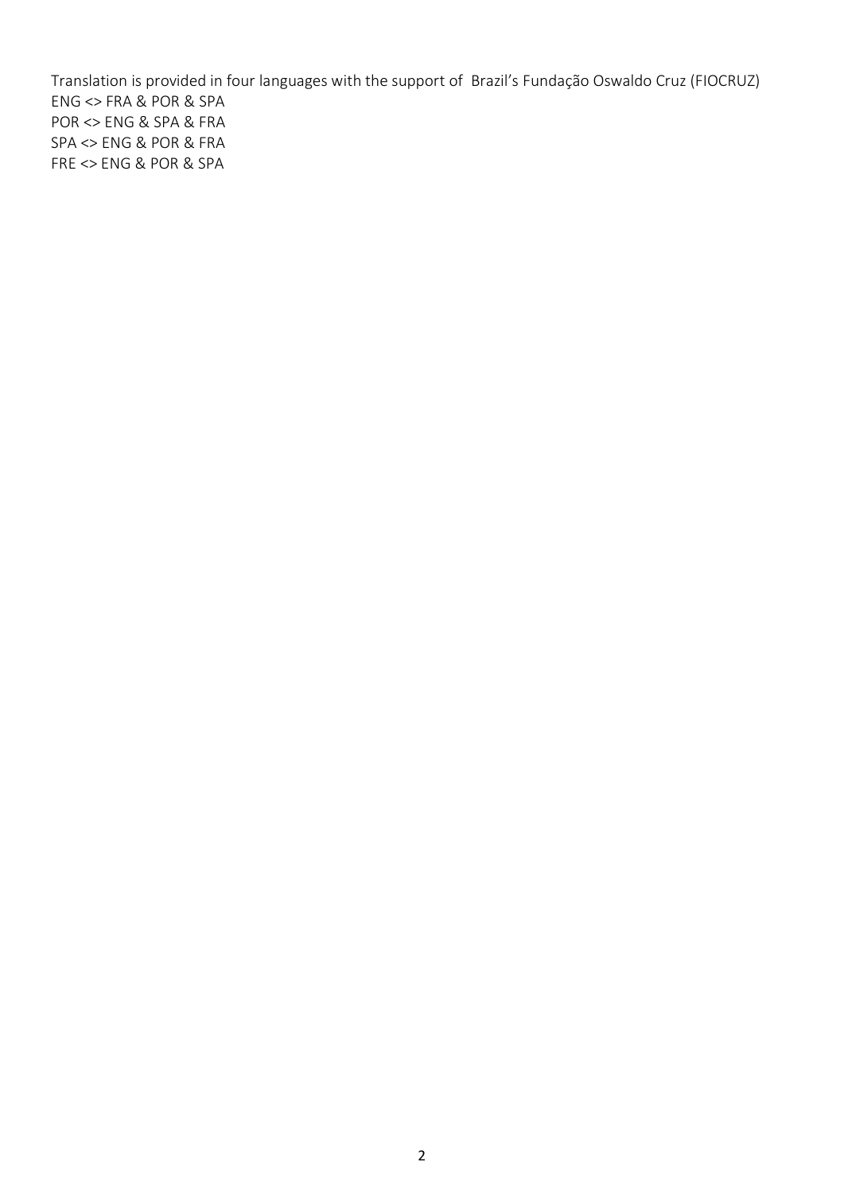Translation is provided in four languages with the support of Brazil's Fundação Oswaldo Cruz (FIOCRUZ)

ENG <> FRA & POR & SPA

POR <> ENG & SPA & FRA

SPA <> ENG & POR & FRA

FRE <> ENG & POR & SPA